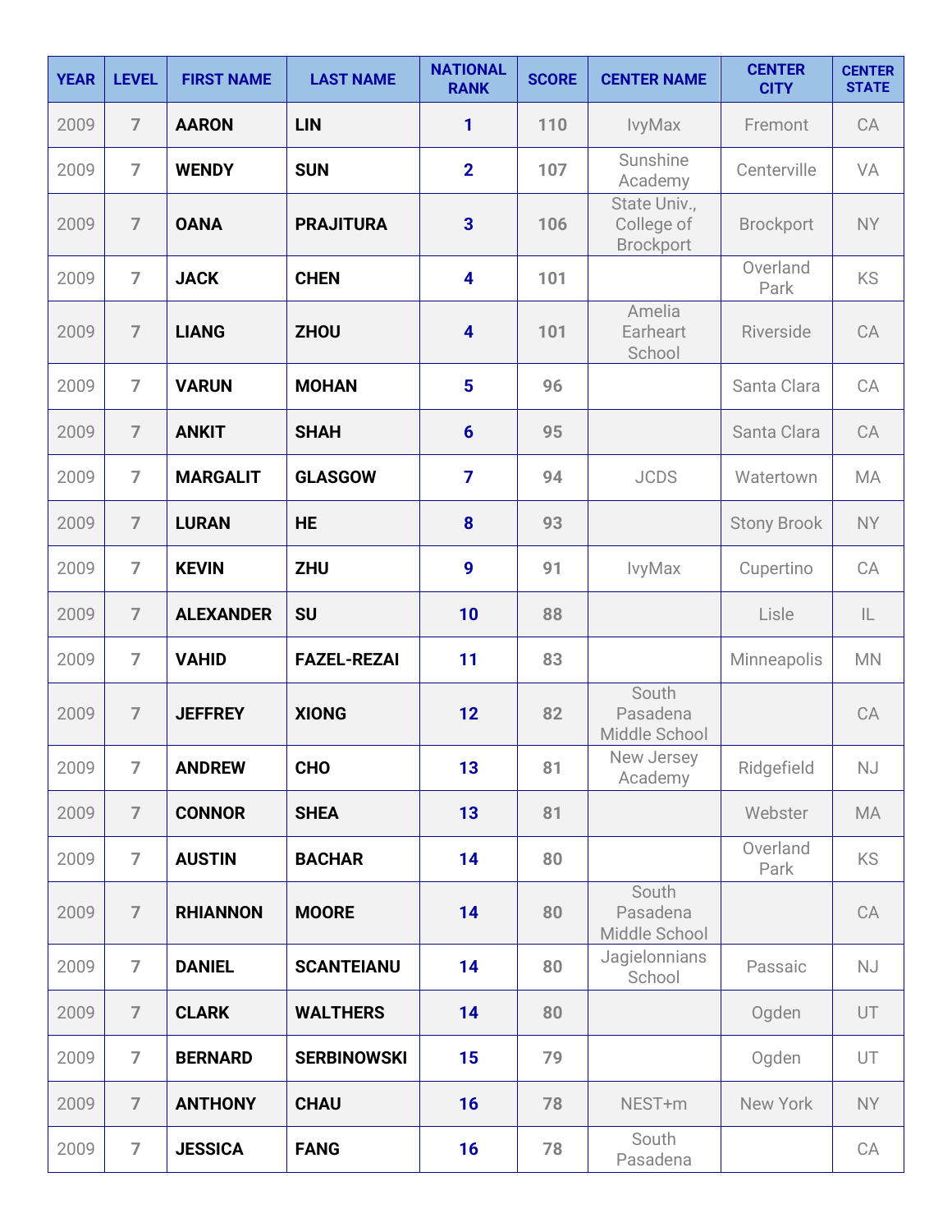| YEAR | LEVEL | FIRST NAME | LAST NAME | NATIONAL RANK | SCORE | CENTER NAME | CENTER CITY | CENTER STATE |
|---|---|---|---|---|---|---|---|---|
| 2009 | 7 | AARON | LIN | 1 | 110 | IvyMax | Fremont | CA |
| 2009 | 7 | WENDY | SUN | 2 | 107 | Sunshine Academy | Centerville | VA |
| 2009 | 7 | OANA | PRAJITURA | 3 | 106 | State Univ., College of Brockport | Brockport | NY |
| 2009 | 7 | JACK | CHEN | 4 | 101 | | Overland Park | KS |
| 2009 | 7 | LIANG | ZHOU | 4 | 101 | Amelia Earheart School | Riverside | CA |
| 2009 | 7 | VARUN | MOHAN | 5 | 96 | | Santa Clara | CA |
| 2009 | 7 | ANKIT | SHAH | 6 | 95 | | Santa Clara | CA |
| 2009 | 7 | MARGALIT | GLASGOW | 7 | 94 | JCDS | Watertown | MA |
| 2009 | 7 | LURAN | HE | 8 | 93 | | Stony Brook | NY |
| 2009 | 7 | KEVIN | ZHU | 9 | 91 | IvyMax | Cupertino | CA |
| 2009 | 7 | ALEXANDER | SU | 10 | 88 | | Lisle | IL |
| 2009 | 7 | VAHID | FAZEL-REZAI | 11 | 83 | | Minneapolis | MN |
| 2009 | 7 | JEFFREY | XIONG | 12 | 82 | South Pasadena Middle School | | CA |
| 2009 | 7 | ANDREW | CHO | 13 | 81 | New Jersey Academy | Ridgefield | NJ |
| 2009 | 7 | CONNOR | SHEA | 13 | 81 | | Webster | MA |
| 2009 | 7 | AUSTIN | BACHAR | 14 | 80 | | Overland Park | KS |
| 2009 | 7 | RHIANNON | MOORE | 14 | 80 | South Pasadena Middle School | | CA |
| 2009 | 7 | DANIEL | SCANTEIANU | 14 | 80 | Jagielonnians School | Passaic | NJ |
| 2009 | 7 | CLARK | WALTHERS | 14 | 80 | | Ogden | UT |
| 2009 | 7 | BERNARD | SERBINOWSKI | 15 | 79 | | Ogden | UT |
| 2009 | 7 | ANTHONY | CHAU | 16 | 78 | NEST+m | New York | NY |
| 2009 | 7 | JESSICA | FANG | 16 | 78 | South Pasadena | | CA |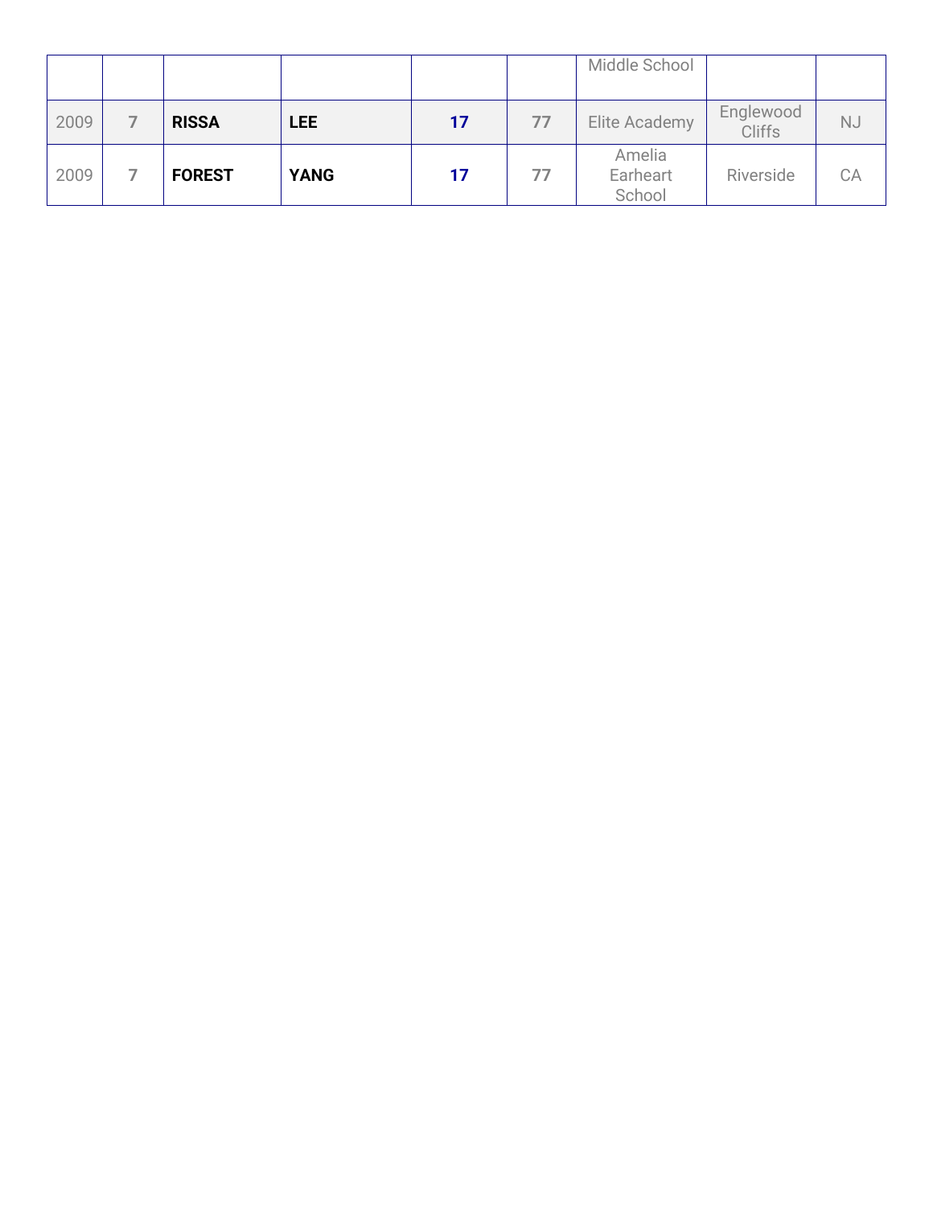| | | | | | | | | |
|---|---|---|---|---|---|---|---|---|
| | | | | | | Middle School | | |
| 2009 | 7 | **RISSA** | **LEE** | **17** | **77** | Elite Academy | Englewood Cliffs | NJ |
| 2009 | 7 | **FOREST** | **YANG** | **17** | **77** | Amelia Earheart School | Riverside | CA |